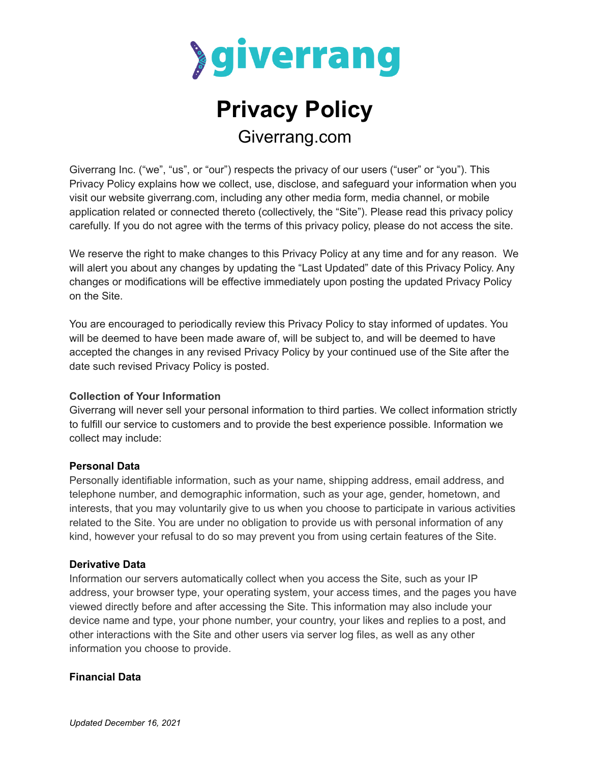# Privacy Policy

## Giverrang.com

Giverrang Inc. ("we", "us", or "our") respects the privacy of our users ("user" or "you"). This Privacy Policy explains how we collect, use, disclose, and safeguard your information when you visit our website giverrang.com, including any other media form, media channel, or mobile application related or connected thereto (collectively, the "Site"). Please read this privacy policy carefully. If you do not agree with the terms of this privacy policy, please do not access the site.

We reserve the right to make changes to this Privacy Policy at any time and for any reason. We will alert you about any changes by updating the "Last Updated" date of this Privacy Policy. Any changes or modifications will be effective immediately upon posting the updated Privacy Policy on the Site.

You are encouraged to periodically review this Privacy Policy to stay informed of updates. You will be deemed to have been made aware of, will be subject to, and will be deemed to have accepted the changes in any revised Privacy Policy by your continued use of the Site after the date such revised Privacy Policy is posted.

### Collection of Your Information

Giverrang will never sell your personal information to third parties. We collect information strictly to fulfill our service to customers and to provide the best experience possible. Information we collect may include:

### Personal Data

Personally identifiable information, such as your name, shipping address, email address, and telephone number, and demographic information, such as your age, gender, hometown, and interests, that you may voluntarily give to us when you choose to participate in various activities related to the Site. You are under no obligation to provide us with personal information of any kind, however your refusal to do so may prevent you from using certain features of the Site.

### Derivative Data

Information our servers automatically collect when you access the Site, such as your IP address, your browser type, your operating system, your access times, and the pages you have viewed directly before and after accessing the Site. This information may also include your device name and type, your phone number, your country, your likes and replies to a post, and other interactions with the Site and other users via server log files, as well as any other information you choose to provide.

### Financial Data

*Updated December 16, 2021*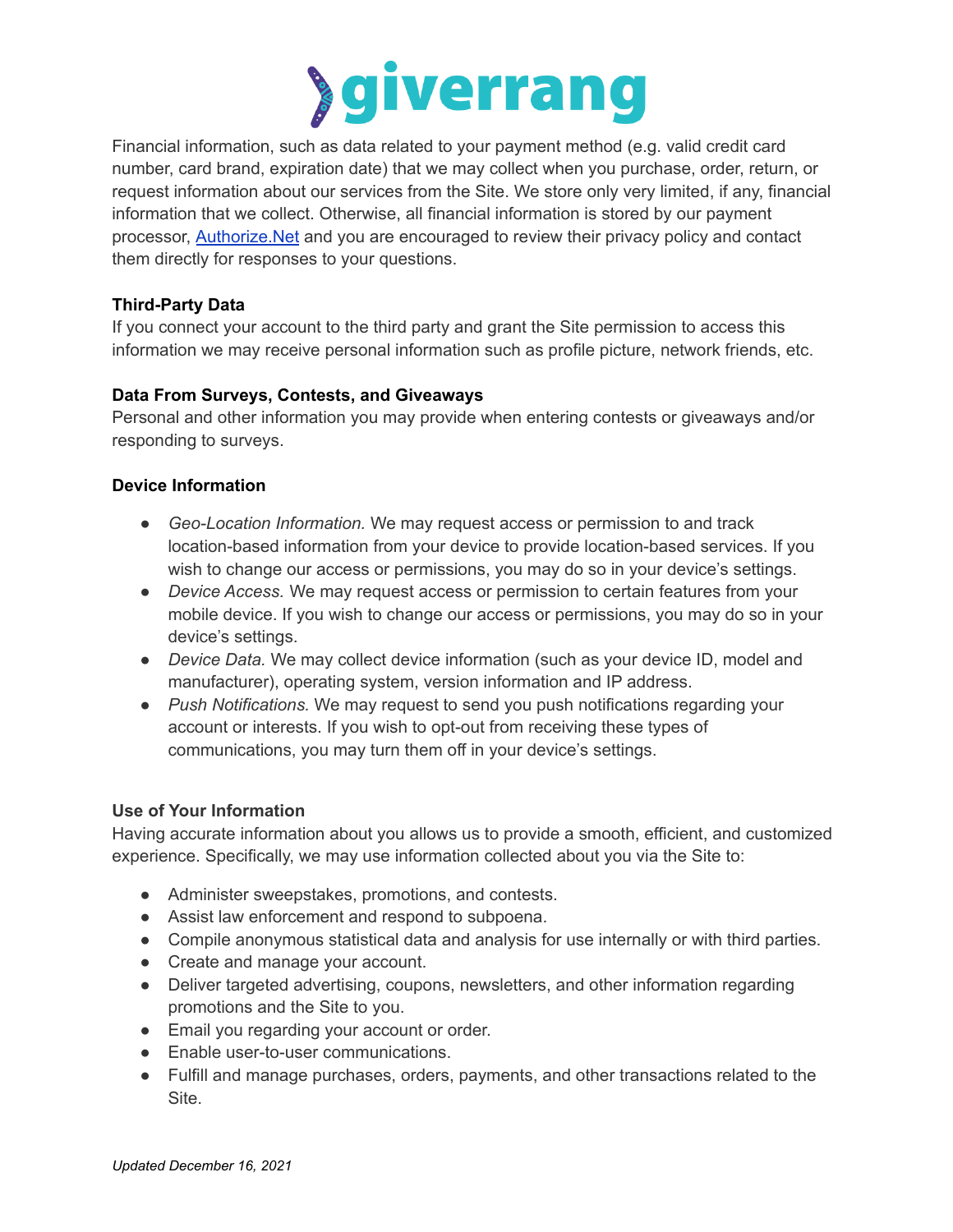Financial information, such as data related to your payment method (e.g. valid credit card number, card brand, expiration date) that we may collect when you purchase, order, return, or request information about our services from the Site. We store only very limited, if any, financial information that we collect. Otherwise, all financial information is stored by our payment processor, Authorize.Net and you are encouraged to review their privacy policy and contact them directly for responses to your questions.

**Third-Party Data**
If you connect your account to the third party and grant the Site permission to access this information we may receive personal information such as profile picture, network friends, etc.

**Data From Surveys, Contests, and Giveaways**
Personal and other information you may provide when entering contests or giveaways and/or responding to surveys.

**Device Information**

- *Geo-Location Information.* We may request access or permission to and track location-based information from your device to provide location-based services. If you wish to change our access or permissions, you may do so in your device's settings.
- *Device Access.* We may request access or permission to certain features from your mobile device. If you wish to change our access or permissions, you may do so in your device's settings.
- *Device Data.* We may collect device information (such as your device ID, model and manufacturer), operating system, version information and IP address.
- *Push Notifications.* We may request to send you push notifications regarding your account or interests. If you wish to opt-out from receiving these types of communications, you may turn them off in your device's settings.

**Use of Your Information**
Having accurate information about you allows us to provide a smooth, efficient, and customized experience. Specifically, we may use information collected about you via the Site to:

- Administer sweepstakes, promotions, and contests.
- Assist law enforcement and respond to subpoena.
- Compile anonymous statistical data and analysis for use internally or with third parties.
- Create and manage your account.
- Deliver targeted advertising, coupons, newsletters, and other information regarding promotions and the Site to you.
- Email you regarding your account or order.
- Enable user-to-user communications.
- Fulfill and manage purchases, orders, payments, and other transactions related to the Site.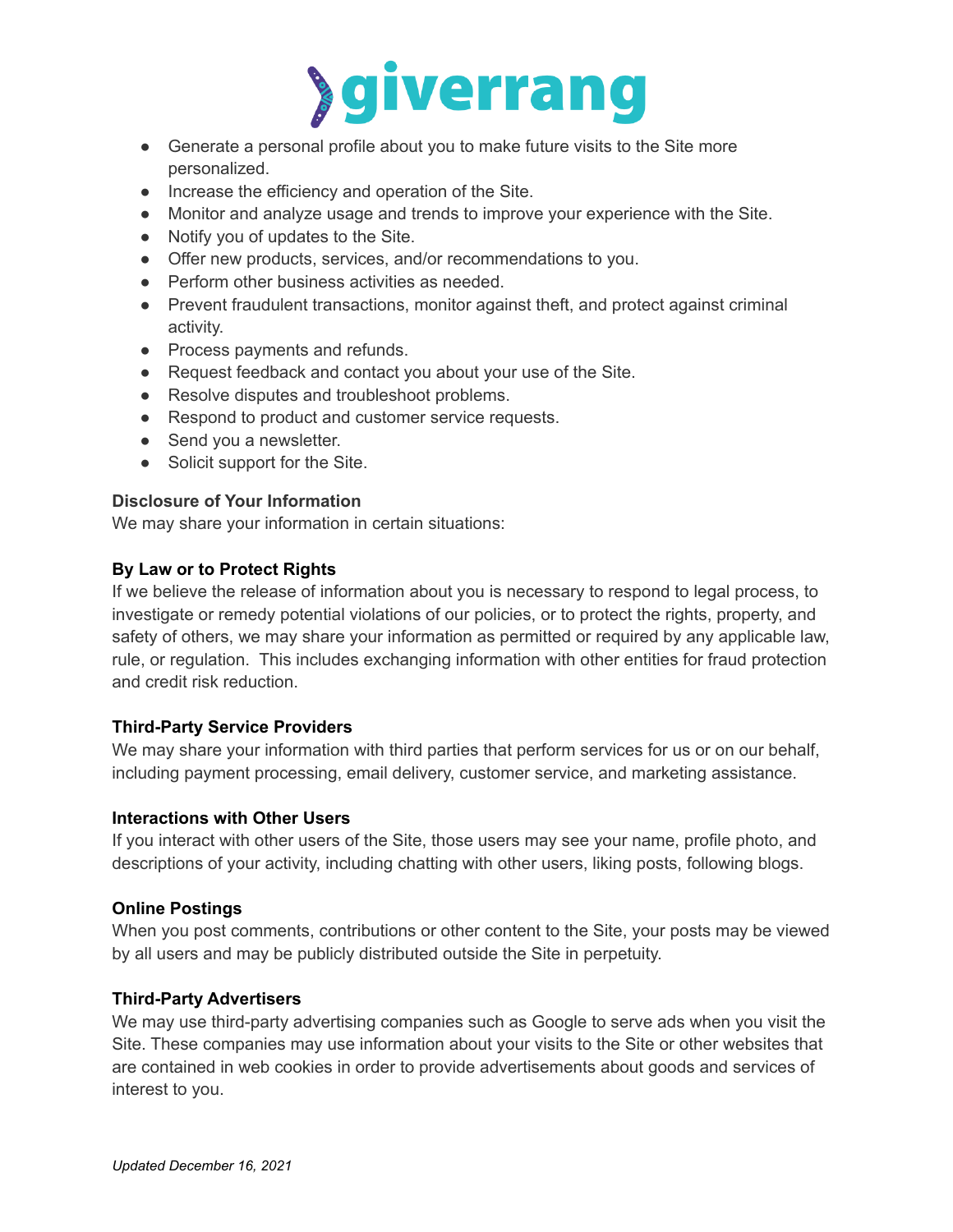- Generate a personal profile about you to make future visits to the Site more personalized.
- Increase the efficiency and operation of the Site.
- Monitor and analyze usage and trends to improve your experience with the Site.
- Notify you of updates to the Site.
- Offer new products, services, and/or recommendations to you.
- Perform other business activities as needed.
- Prevent fraudulent transactions, monitor against theft, and protect against criminal activity.
- Process payments and refunds.
- Request feedback and contact you about your use of the Site.
- Resolve disputes and troubleshoot problems.
- Respond to product and customer service requests.
- Send you a newsletter.
- Solicit support for the Site.

**Disclosure of Your Information**
We may share your information in certain situations:

**By Law or to Protect Rights**
If we believe the release of information about you is necessary to respond to legal process, to investigate or remedy potential violations of our policies, or to protect the rights, property, and safety of others, we may share your information as permitted or required by any applicable law, rule, or regulation. This includes exchanging information with other entities for fraud protection and credit risk reduction.

**Third-Party Service Providers**
We may share your information with third parties that perform services for us or on our behalf, including payment processing, email delivery, customer service, and marketing assistance.

**Interactions with Other Users**
If you interact with other users of the Site, those users may see your name, profile photo, and descriptions of your activity, including chatting with other users, liking posts, following blogs.

**Online Postings**
When you post comments, contributions or other content to the Site, your posts may be viewed by all users and may be publicly distributed outside the Site in perpetuity.

**Third-Party Advertisers**
We may use third-party advertising companies such as Google to serve ads when you visit the Site. These companies may use information about your visits to the Site or other websites that are contained in web cookies in order to provide advertisements about goods and services of interest to you.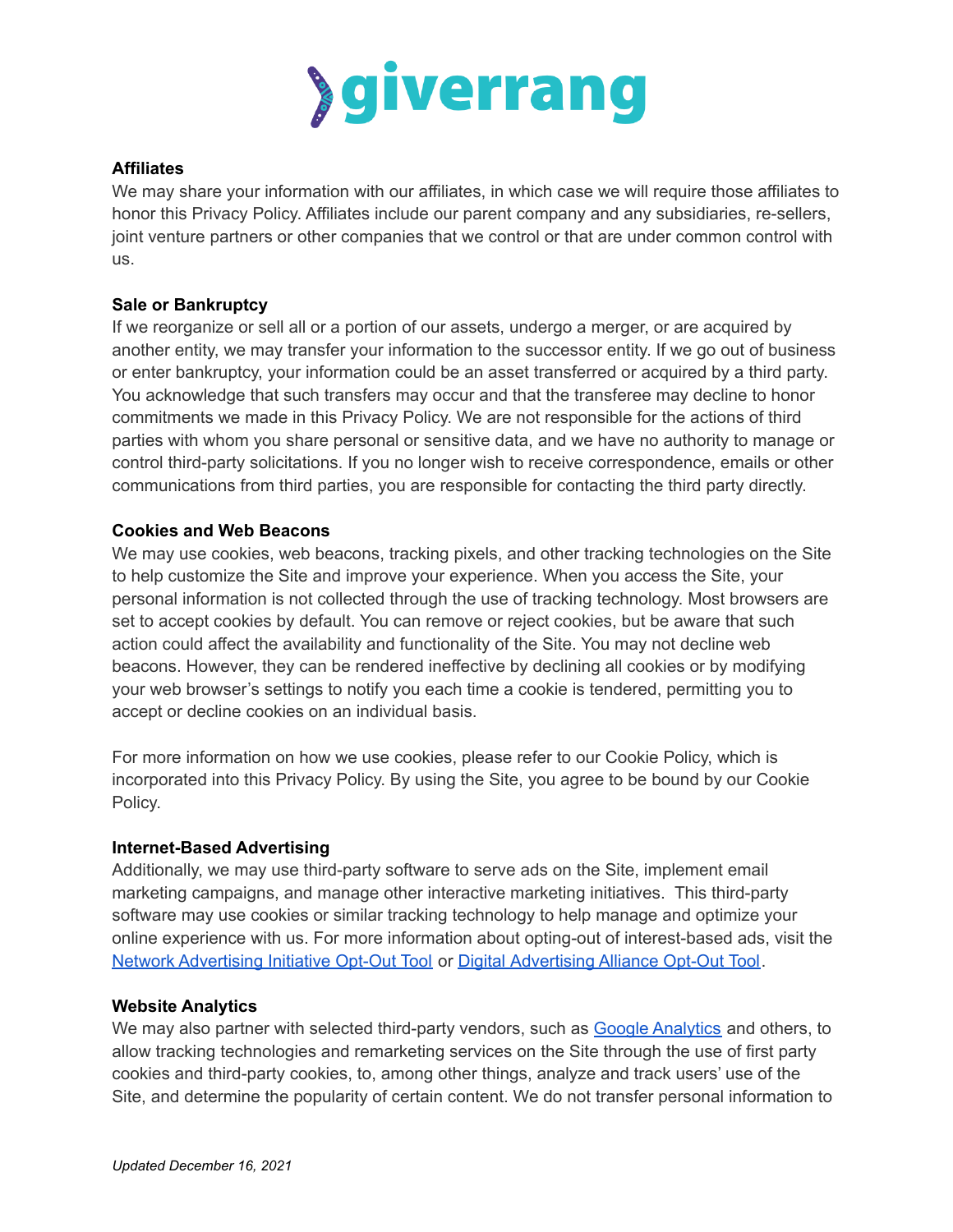### Affiliates

We may share your information with our affiliates, in which case we will require those affiliates to honor this Privacy Policy. Affiliates include our parent company and any subsidiaries, re-sellers, joint venture partners or other companies that we control or that are under common control with us.

### Sale or Bankruptcy

If we reorganize or sell all or a portion of our assets, undergo a merger, or are acquired by another entity, we may transfer your information to the successor entity. If we go out of business or enter bankruptcy, your information could be an asset transferred or acquired by a third party. You acknowledge that such transfers may occur and that the transferee may decline to honor commitments we made in this Privacy Policy. We are not responsible for the actions of third parties with whom you share personal or sensitive data, and we have no authority to manage or control third-party solicitations. If you no longer wish to receive correspondence, emails or other communications from third parties, you are responsible for contacting the third party directly.

### Cookies and Web Beacons

We may use cookies, web beacons, tracking pixels, and other tracking technologies on the Site to help customize the Site and improve your experience. When you access the Site, your personal information is not collected through the use of tracking technology. Most browsers are set to accept cookies by default. You can remove or reject cookies, but be aware that such action could affect the availability and functionality of the Site. You may not decline web beacons. However, they can be rendered ineffective by declining all cookies or by modifying your web browser's settings to notify you each time a cookie is tendered, permitting you to accept or decline cookies on an individual basis.

For more information on how we use cookies, please refer to our Cookie Policy, which is incorporated into this Privacy Policy. By using the Site, you agree to be bound by our Cookie Policy.

### Internet-Based Advertising

Additionally, we may use third-party software to serve ads on the Site, implement email marketing campaigns, and manage other interactive marketing initiatives. This third-party software may use cookies or similar tracking technology to help manage and optimize your online experience with us. For more information about opting-out of interest-based ads, visit the Network Advertising Initiative Opt-Out Tool or Digital Advertising Alliance Opt-Out Tool.

### Website Analytics

We may also partner with selected third-party vendors, such as Google Analytics and others, to allow tracking technologies and remarketing services on the Site through the use of first party cookies and third-party cookies, to, among other things, analyze and track users' use of the Site, and determine the popularity of certain content. We do not transfer personal information to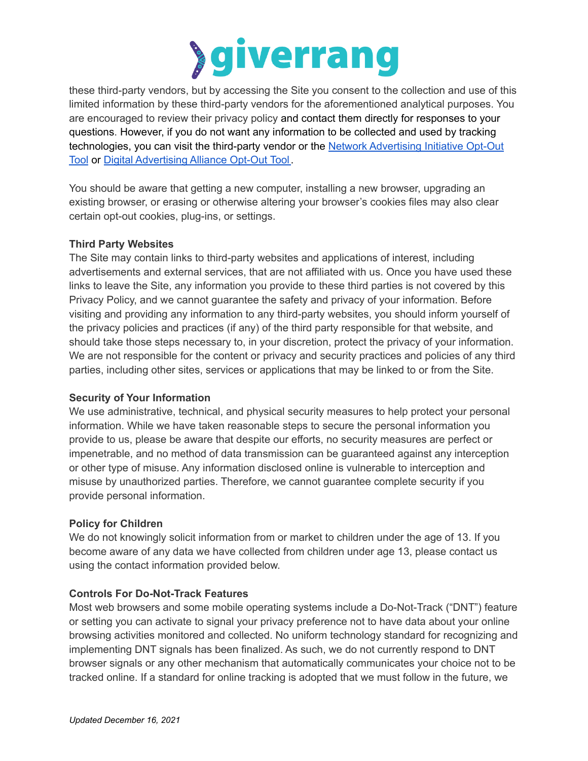these third-party vendors, but by accessing the Site you consent to the collection and use of this limited information by these third-party vendors for the aforementioned analytical purposes. You are encouraged to review their privacy policy and contact them directly for responses to your questions. However, if you do not want any information to be collected and used by tracking technologies, you can visit the third-party vendor or the [Network Advertising Initiative Opt-Out Tool] or [Digital Advertising Alliance Opt-Out Tool].

You should be aware that getting a new computer, installing a new browser, upgrading an existing browser, or erasing or otherwise altering your browser's cookies files may also clear certain opt-out cookies, plug-ins, or settings.

**Third Party Websites**
The Site may contain links to third-party websites and applications of interest, including advertisements and external services, that are not affiliated with us. Once you have used these links to leave the Site, any information you provide to these third parties is not covered by this Privacy Policy, and we cannot guarantee the safety and privacy of your information. Before visiting and providing any information to any third-party websites, you should inform yourself of the privacy policies and practices (if any) of the third party responsible for that website, and should take those steps necessary to, in your discretion, protect the privacy of your information. We are not responsible for the content or privacy and security practices and policies of any third parties, including other sites, services or applications that may be linked to or from the Site.

**Security of Your Information**
We use administrative, technical, and physical security measures to help protect your personal information. While we have taken reasonable steps to secure the personal information you provide to us, please be aware that despite our efforts, no security measures are perfect or impenetrable, and no method of data transmission can be guaranteed against any interception or other type of misuse. Any information disclosed online is vulnerable to interception and misuse by unauthorized parties. Therefore, we cannot guarantee complete security if you provide personal information.

**Policy for Children**
We do not knowingly solicit information from or market to children under the age of 13. If you become aware of any data we have collected from children under age 13, please contact us using the contact information provided below.

**Controls For Do-Not-Track Features**
Most web browsers and some mobile operating systems include a Do-Not-Track ("DNT") feature or setting you can activate to signal your privacy preference not to have data about your online browsing activities monitored and collected. No uniform technology standard for recognizing and implementing DNT signals has been finalized. As such, we do not currently respond to DNT browser signals or any other mechanism that automatically communicates your choice not to be tracked online. If a standard for online tracking is adopted that we must follow in the future, we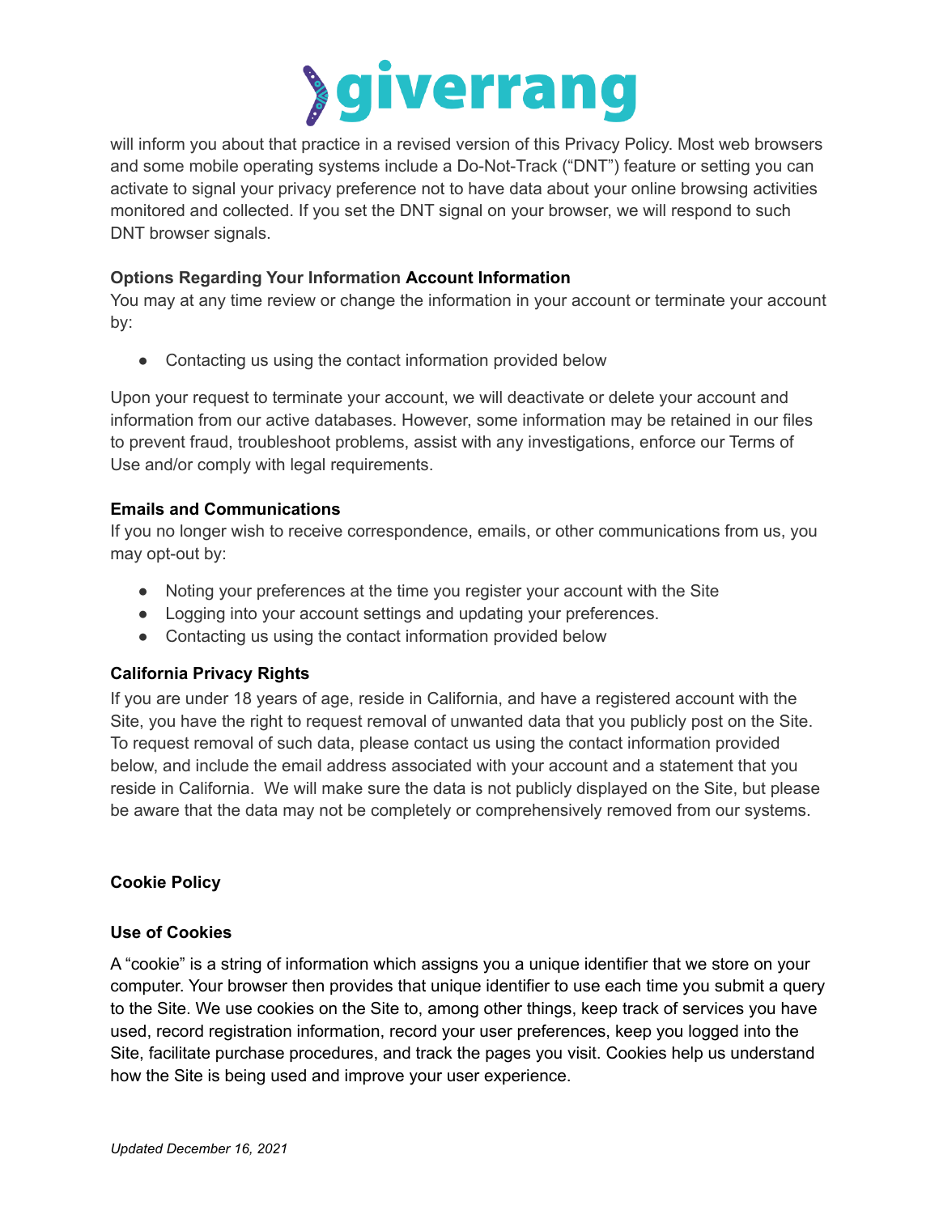will inform you about that practice in a revised version of this Privacy Policy. Most web browsers and some mobile operating systems include a Do-Not-Track ("DNT") feature or setting you can activate to signal your privacy preference not to have data about your online browsing activities monitored and collected. If you set the DNT signal on your browser, we will respond to such DNT browser signals.

**Options Regarding Your Information Account Information**

You may at any time review or change the information in your account or terminate your account by:

- Contacting us using the contact information provided below

Upon your request to terminate your account, we will deactivate or delete your account and information from our active databases. However, some information may be retained in our files to prevent fraud, troubleshoot problems, assist with any investigations, enforce our Terms of Use and/or comply with legal requirements.

**Emails and Communications**

If you no longer wish to receive correspondence, emails, or other communications from us, you may opt-out by:

- Noting your preferences at the time you register your account with the Site
- Logging into your account settings and updating your preferences.
- Contacting us using the contact information provided below

**California Privacy Rights**

If you are under 18 years of age, reside in California, and have a registered account with the Site, you have the right to request removal of unwanted data that you publicly post on the Site. To request removal of such data, please contact us using the contact information provided below, and include the email address associated with your account and a statement that you reside in California. We will make sure the data is not publicly displayed on the Site, but please be aware that the data may not be completely or comprehensively removed from our systems.

## Cookie Policy

### Use of Cookies

A "cookie" is a string of information which assigns you a unique identifier that we store on your computer. Your browser then provides that unique identifier to use each time you submit a query to the Site. We use cookies on the Site to, among other things, keep track of services you have used, record registration information, record your user preferences, keep you logged into the Site, facilitate purchase procedures, and track the pages you visit. Cookies help us understand how the Site is being used and improve your user experience.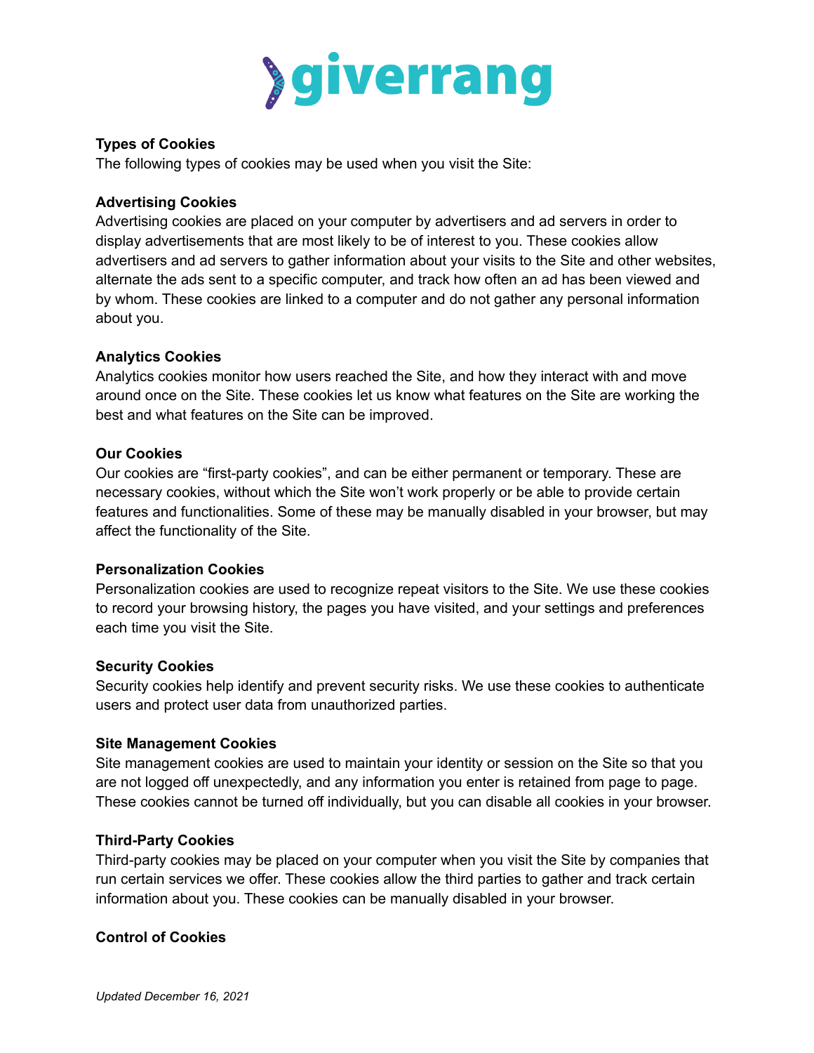**Types of Cookies**

The following types of cookies may be used when you visit the Site:

**Advertising Cookies**

Advertising cookies are placed on your computer by advertisers and ad servers in order to display advertisements that are most likely to be of interest to you. These cookies allow advertisers and ad servers to gather information about your visits to the Site and other websites, alternate the ads sent to a specific computer, and track how often an ad has been viewed and by whom. These cookies are linked to a computer and do not gather any personal information about you.

**Analytics Cookies**

Analytics cookies monitor how users reached the Site, and how they interact with and move around once on the Site. These cookies let us know what features on the Site are working the best and what features on the Site can be improved.

**Our Cookies**

Our cookies are "first-party cookies", and can be either permanent or temporary. These are necessary cookies, without which the Site won't work properly or be able to provide certain features and functionalities. Some of these may be manually disabled in your browser, but may affect the functionality of the Site.

**Personalization Cookies**

Personalization cookies are used to recognize repeat visitors to the Site. We use these cookies to record your browsing history, the pages you have visited, and your settings and preferences each time you visit the Site.

**Security Cookies**

Security cookies help identify and prevent security risks. We use these cookies to authenticate users and protect user data from unauthorized parties.

**Site Management Cookies**

Site management cookies are used to maintain your identity or session on the Site so that you are not logged off unexpectedly, and any information you enter is retained from page to page. These cookies cannot be turned off individually, but you can disable all cookies in your browser.

**Third-Party Cookies**

Third-party cookies may be placed on your computer when you visit the Site by companies that run certain services we offer. These cookies allow the third parties to gather and track certain information about you. These cookies can be manually disabled in your browser.

**Control of Cookies**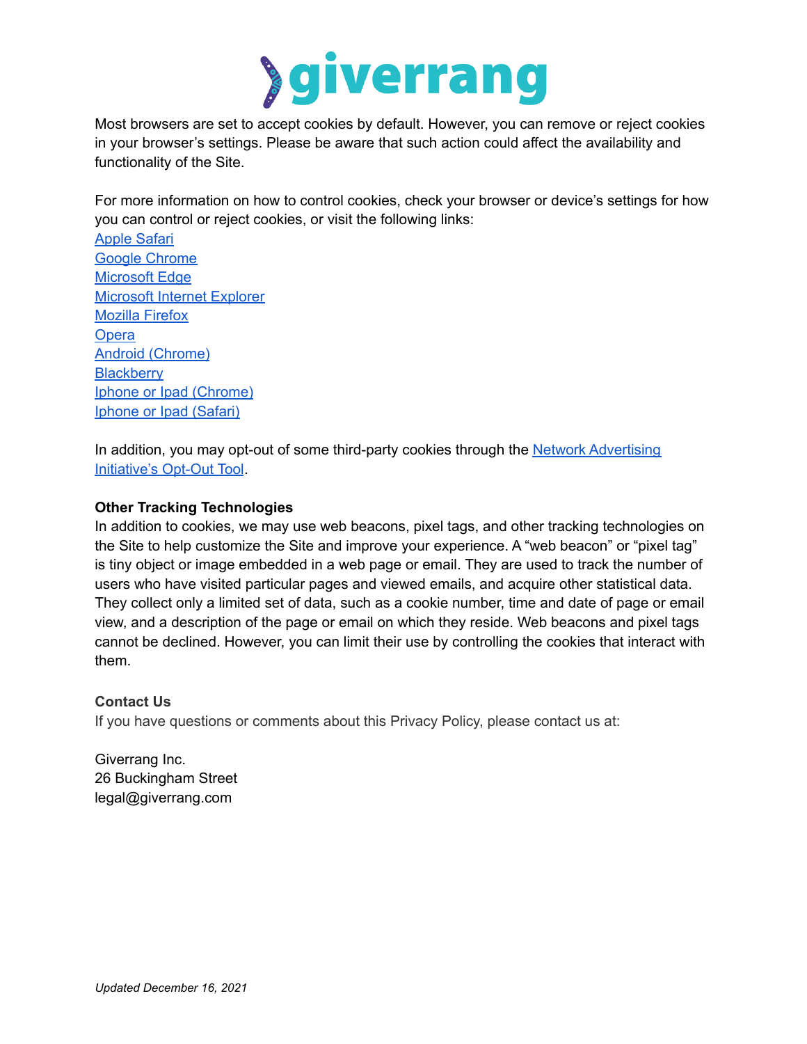Most browsers are set to accept cookies by default. However, you can remove or reject cookies in your browser's settings. Please be aware that such action could affect the availability and functionality of the Site.

For more information on how to control cookies, check your browser or device's settings for how you can control or reject cookies, or visit the following links:
Apple Safari
Google Chrome
Microsoft Edge
Microsoft Internet Explorer
Mozilla Firefox
Opera
Android (Chrome)
Blackberry
Iphone or Ipad (Chrome)
Iphone or Ipad (Safari)

In addition, you may opt-out of some third-party cookies through the Network Advertising Initiative's Opt-Out Tool.

**Other Tracking Technologies**
In addition to cookies, we may use web beacons, pixel tags, and other tracking technologies on the Site to help customize the Site and improve your experience. A "web beacon" or "pixel tag" is tiny object or image embedded in a web page or email. They are used to track the number of users who have visited particular pages and viewed emails, and acquire other statistical data. They collect only a limited set of data, such as a cookie number, time and date of page or email view, and a description of the page or email on which they reside. Web beacons and pixel tags cannot be declined. However, you can limit their use by controlling the cookies that interact with them.

**Contact Us**
If you have questions or comments about this Privacy Policy, please contact us at:

Giverrang Inc.
26 Buckingham Street
legal@giverrang.com

*Updated December 16, 2021*